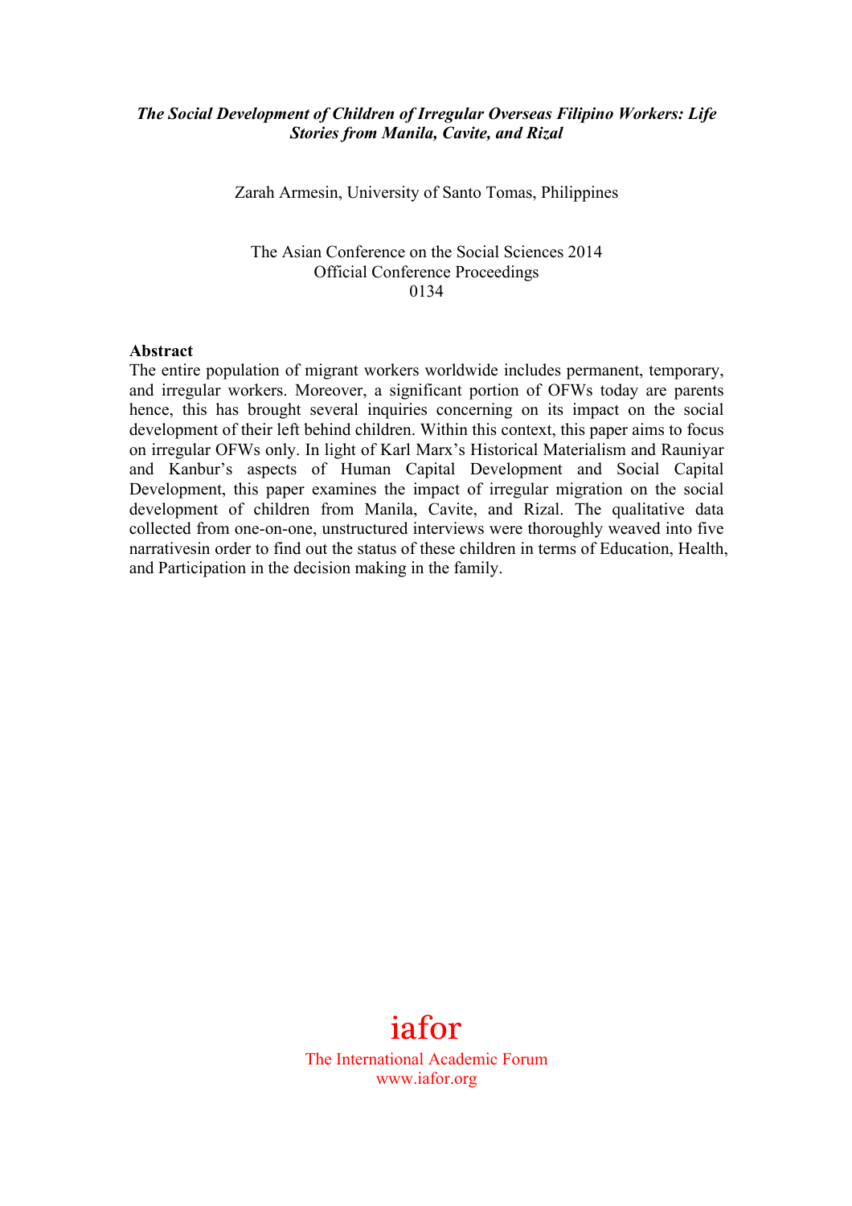***The Social Development of Children of Irregular Overseas Filipino Workers: Life Stories from Manila, Cavite, and Rizal***

Zarah Armesin, University of Santo Tomas, Philippines

The Asian Conference on the Social Sciences 2014
Official Conference Proceedings
0134

**Abstract**

The entire population of migrant workers worldwide includes permanent, temporary, and irregular workers. Moreover, a significant portion of OFWs today are parents hence, this has brought several inquiries concerning on its impact on the social development of their left behind children. Within this context, this paper aims to focus on irregular OFWs only. In light of Karl Marx's Historical Materialism and Rauniyar and Kanbur's aspects of Human Capital Development and Social Capital Development, this paper examines the impact of irregular migration on the social development of children from Manila, Cavite, and Rizal. The qualitative data collected from one-on-one, unstructured interviews were thoroughly weaved into five narrativesin order to find out the status of these children in terms of Education, Health, and Participation in the decision making in the family.

iafor
The International Academic Forum
www.iafor.org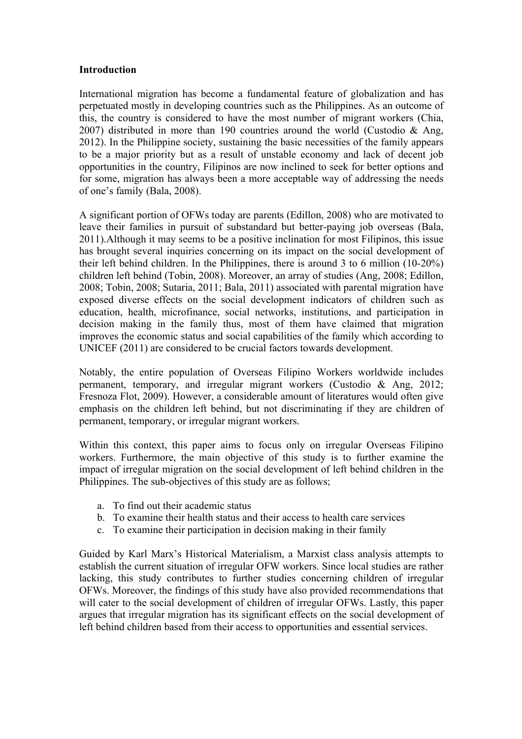**Introduction**

International migration has become a fundamental feature of globalization and has perpetuated mostly in developing countries such as the Philippines. As an outcome of this, the country is considered to have the most number of migrant workers (Chia, 2007) distributed in more than 190 countries around the world (Custodio & Ang, 2012). In the Philippine society, sustaining the basic necessities of the family appears to be a major priority but as a result of unstable economy and lack of decent job opportunities in the country, Filipinos are now inclined to seek for better options and for some, migration has always been a more acceptable way of addressing the needs of one's family (Bala, 2008).

A significant portion of OFWs today are parents (Edillon, 2008) who are motivated to leave their families in pursuit of substandard but better-paying job overseas (Bala, 2011).Although it may seems to be a positive inclination for most Filipinos, this issue has brought several inquiries concerning on its impact on the social development of their left behind children. In the Philippines, there is around 3 to 6 million (10-20%) children left behind (Tobin, 2008). Moreover, an array of studies (Ang, 2008; Edillon, 2008; Tobin, 2008; Sutaria, 2011; Bala, 2011) associated with parental migration have exposed diverse effects on the social development indicators of children such as education, health, microfinance, social networks, institutions, and participation in decision making in the family thus, most of them have claimed that migration improves the economic status and social capabilities of the family which according to UNICEF (2011) are considered to be crucial factors towards development.

Notably, the entire population of Overseas Filipino Workers worldwide includes permanent, temporary, and irregular migrant workers (Custodio & Ang, 2012; Fresnoza Flot, 2009). However, a considerable amount of literatures would often give emphasis on the children left behind, but not discriminating if they are children of permanent, temporary, or irregular migrant workers.

Within this context, this paper aims to focus only on irregular Overseas Filipino workers. Furthermore, the main objective of this study is to further examine the impact of irregular migration on the social development of left behind children in the Philippines. The sub-objectives of this study are as follows;

a. To find out their academic status
b. To examine their health status and their access to health care services
c. To examine their participation in decision making in their family

Guided by Karl Marx's Historical Materialism, a Marxist class analysis attempts to establish the current situation of irregular OFW workers. Since local studies are rather lacking, this study contributes to further studies concerning children of irregular OFWs. Moreover, the findings of this study have also provided recommendations that will cater to the social development of children of irregular OFWs. Lastly, this paper argues that irregular migration has its significant effects on the social development of left behind children based from their access to opportunities and essential services.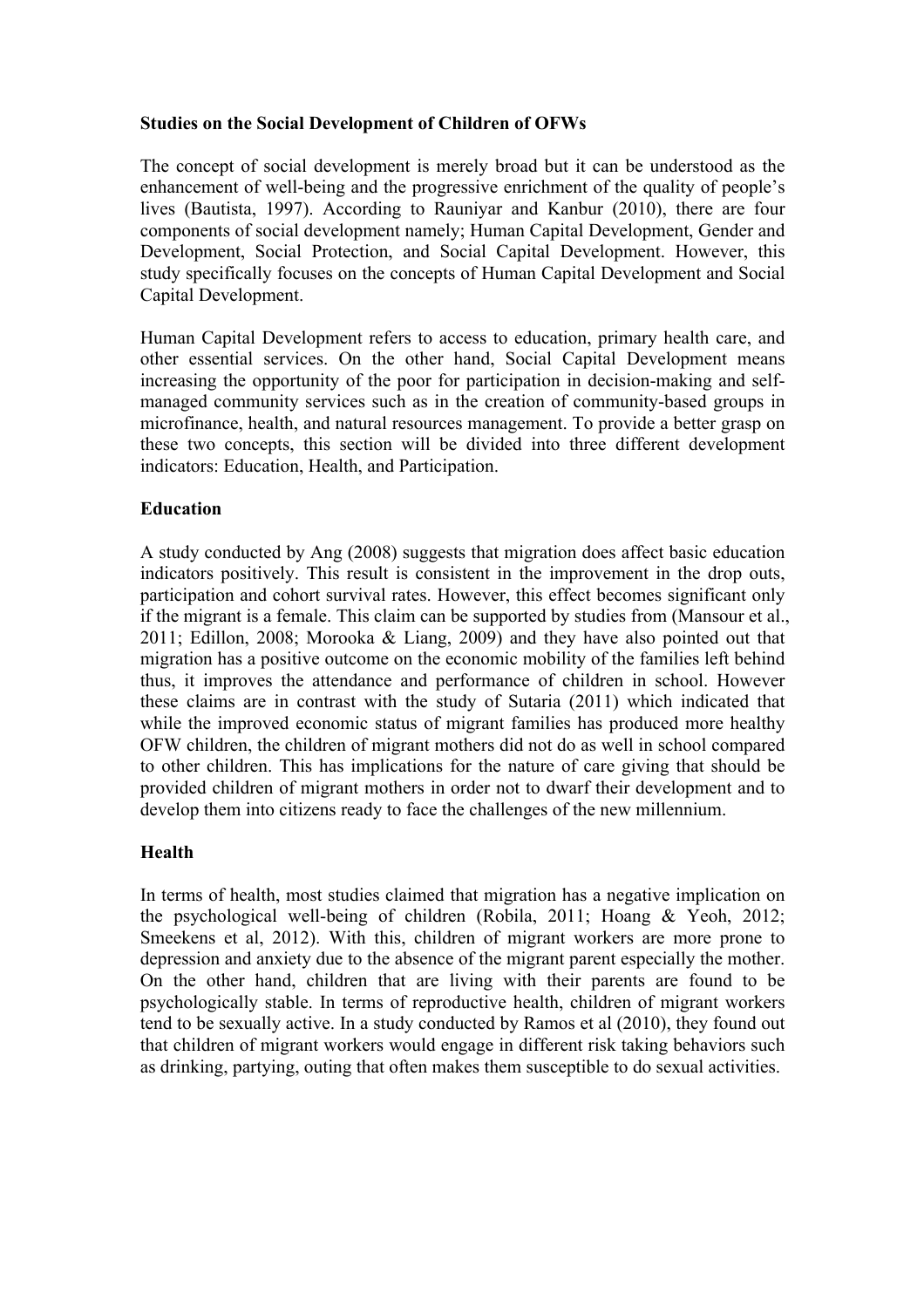**Studies on the Social Development of Children of OFWs**

The concept of social development is merely broad but it can be understood as the enhancement of well-being and the progressive enrichment of the quality of people's lives (Bautista, 1997). According to Rauniyar and Kanbur (2010), there are four components of social development namely; Human Capital Development, Gender and Development, Social Protection, and Social Capital Development. However, this study specifically focuses on the concepts of Human Capital Development and Social Capital Development.

Human Capital Development refers to access to education, primary health care, and other essential services. On the other hand, Social Capital Development means increasing the opportunity of the poor for participation in decision-making and self-managed community services such as in the creation of community-based groups in microfinance, health, and natural resources management. To provide a better grasp on these two concepts, this section will be divided into three different development indicators: Education, Health, and Participation.

**Education**

A study conducted by Ang (2008) suggests that migration does affect basic education indicators positively. This result is consistent in the improvement in the drop outs, participation and cohort survival rates. However, this effect becomes significant only if the migrant is a female. This claim can be supported by studies from (Mansour et al., 2011; Edillon, 2008; Morooka & Liang, 2009) and they have also pointed out that migration has a positive outcome on the economic mobility of the families left behind thus, it improves the attendance and performance of children in school. However these claims are in contrast with the study of Sutaria (2011) which indicated that while the improved economic status of migrant families has produced more healthy OFW children, the children of migrant mothers did not do as well in school compared to other children. This has implications for the nature of care giving that should be provided children of migrant mothers in order not to dwarf their development and to develop them into citizens ready to face the challenges of the new millennium.

**Health**

In terms of health, most studies claimed that migration has a negative implication on the psychological well-being of children (Robila, 2011; Hoang & Yeoh, 2012; Smeekens et al, 2012). With this, children of migrant workers are more prone to depression and anxiety due to the absence of the migrant parent especially the mother. On the other hand, children that are living with their parents are found to be psychologically stable. In terms of reproductive health, children of migrant workers tend to be sexually active. In a study conducted by Ramos et al (2010), they found out that children of migrant workers would engage in different risk taking behaviors such as drinking, partying, outing that often makes them susceptible to do sexual activities.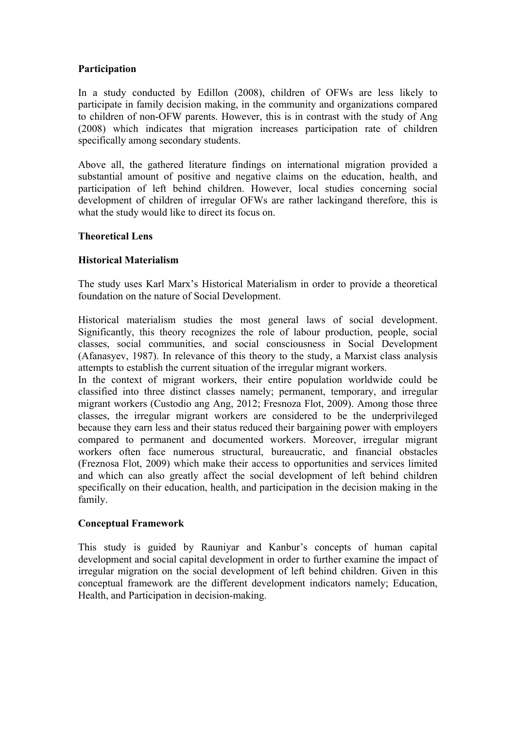**Participation**

In a study conducted by Edillon (2008), children of OFWs are less likely to participate in family decision making, in the community and organizations compared to children of non-OFW parents. However, this is in contrast with the study of Ang (2008) which indicates that migration increases participation rate of children specifically among secondary students.

Above all, the gathered literature findings on international migration provided a substantial amount of positive and negative claims on the education, health, and participation of left behind children. However, local studies concerning social development of children of irregular OFWs are rather lackingand therefore, this is what the study would like to direct its focus on.

**Theoretical Lens**

**Historical Materialism**

The study uses Karl Marx's Historical Materialism in order to provide a theoretical foundation on the nature of Social Development.

Historical materialism studies the most general laws of social development. Significantly, this theory recognizes the role of labour production, people, social classes, social communities, and social consciousness in Social Development (Afanasyev, 1987). In relevance of this theory to the study, a Marxist class analysis attempts to establish the current situation of the irregular migrant workers.
In the context of migrant workers, their entire population worldwide could be classified into three distinct classes namely; permanent, temporary, and irregular migrant workers (Custodio ang Ang, 2012; Fresnoza Flot, 2009). Among those three classes, the irregular migrant workers are considered to be the underprivileged because they earn less and their status reduced their bargaining power with employers compared to permanent and documented workers. Moreover, irregular migrant workers often face numerous structural, bureaucratic, and financial obstacles (Freznosa Flot, 2009) which make their access to opportunities and services limited and which can also greatly affect the social development of left behind children specifically on their education, health, and participation in the decision making in the family.

**Conceptual Framework**

This study is guided by Rauniyar and Kanbur's concepts of human capital development and social capital development in order to further examine the impact of irregular migration on the social development of left behind children. Given in this conceptual framework are the different development indicators namely; Education, Health, and Participation in decision-making.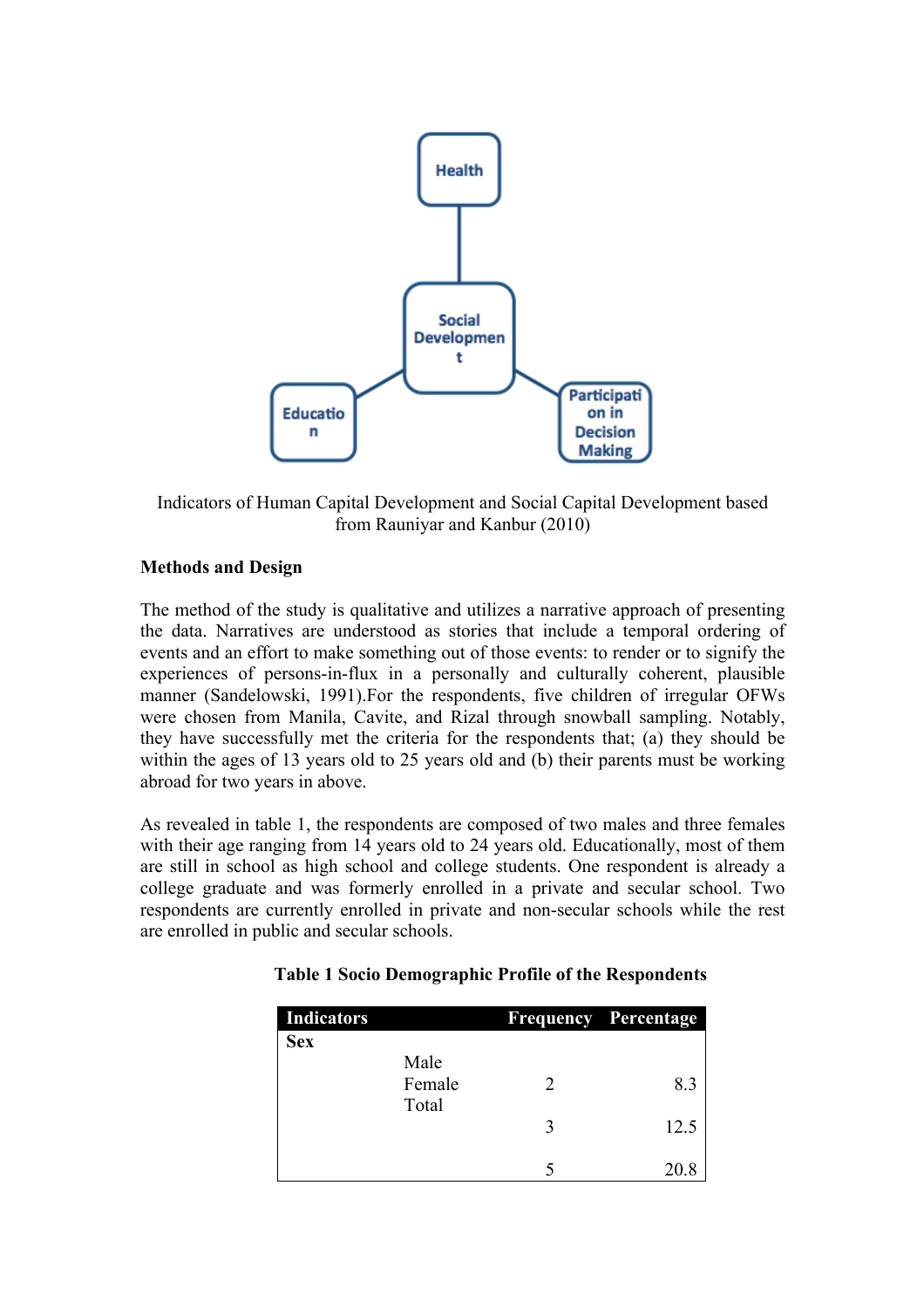Health

Social Development

Education

Participation in Decision Making

Indicators of Human Capital Development and Social Capital Development based from Rauniyar and Kanbur (2010)

**Methods and Design**

The method of the study is qualitative and utilizes a narrative approach of presenting the data. Narratives are understood as stories that include a temporal ordering of events and an effort to make something out of those events: to render or to signify the experiences of persons-in-flux in a personally and culturally coherent, plausible manner (Sandelowski, 1991).For the respondents, five children of irregular OFWs were chosen from Manila, Cavite, and Rizal through snowball sampling. Notably, they have successfully met the criteria for the respondents that; (a) they should be within the ages of 13 years old to 25 years old and (b) their parents must be working abroad for two years in above.

As revealed in table 1, the respondents are composed of two males and three females with their age ranging from 14 years old to 24 years old. Educationally, most of them are still in school as high school and college students. One respondent is already a college graduate and was formerly enrolled in a private and secular school. Two respondents are currently enrolled in private and non-secular schools while the rest are enrolled in public and secular schools.

**Table 1 Socio Demographic Profile of the Respondents**

| Indicators | | Frequency | Percentage |
|---|---|---|---|
| **Sex** | | | |
| | Male | 2 | 8.3 |
| | Female | 3 | 12.5 |
| | Total | 5 | 20.8 |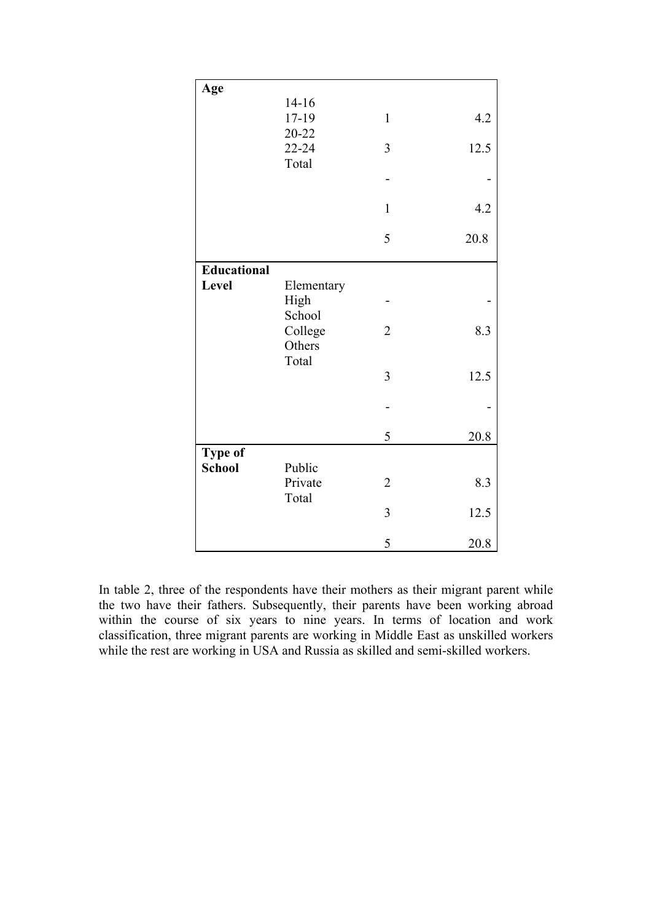| | | | |
|---|---|---|---|
| **Age** | 14-16 | 1 | 4.2 |
| | 17-19 | 3 | 12.5 |
| | 20-22 | - | - |
| | 22-24 | 1 | 4.2 |
| | Total | 5 | 20.8 |
| **Educational Level** | Elementary | - | - |
| | High School | 2 | 8.3 |
| | College | 3 | 12.5 |
| | Others | - | - |
| | Total | 5 | 20.8 |
| **Type of School** | Public | 2 | 8.3 |
| | Private | 3 | 12.5 |
| | Total | 5 | 20.8 |

In table 2, three of the respondents have their mothers as their migrant parent while the two have their fathers. Subsequently, their parents have been working abroad within the course of six years to nine years. In terms of location and work classification, three migrant parents are working in Middle East as unskilled workers while the rest are working in USA and Russia as skilled and semi-skilled workers.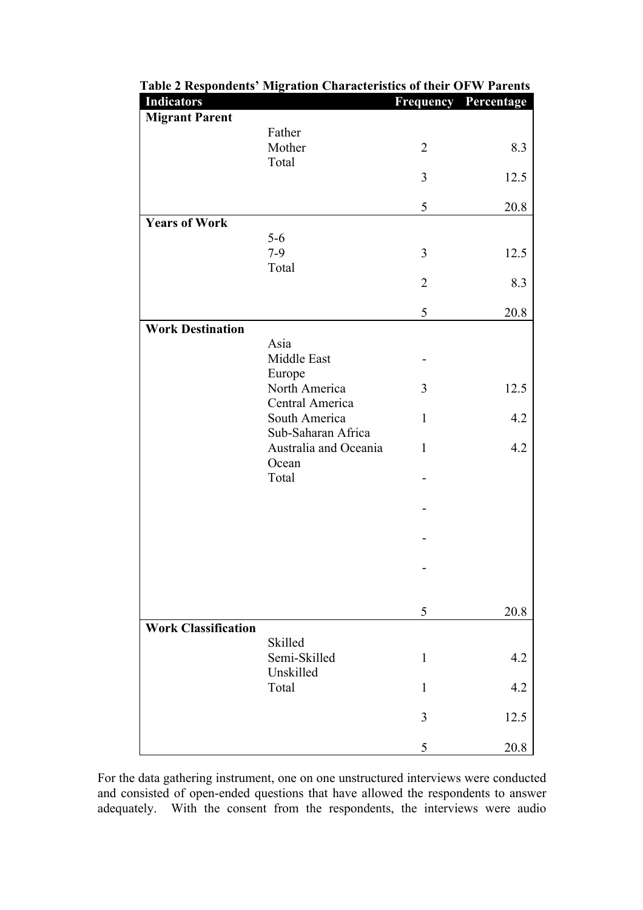**Table 2 Respondents' Migration Characteristics of their OFW Parents**

| Indicators | | Frequency | Percentage |
|---|---|---|---|
| **Migrant Parent** | | | |
| | Father | 2 | 8.3 |
| | Mother | 3 | 12.5 |
| | Total | 5 | 20.8 |
| **Years of Work** | | | |
| | 5-6 | 3 | 12.5 |
| | 7-9 | 2 | 8.3 |
| | Total | 5 | 20.8 |
| **Work Destination** | | | |
| | Asia | - | |
| | Middle East | 3 | 12.5 |
| | Europe | 1 | 4.2 |
| | North America | 1 | 4.2 |
| | Central America | - | |
| | South America | - | |
| | Sub-Saharan Africa | - | |
| | Australia and Oceania Ocean | - | |
| | Total | 5 | 20.8 |
| **Work Classification** | | | |
| | Skilled | 1 | 4.2 |
| | Semi-Skilled | 1 | 4.2 |
| | Unskilled | 3 | 12.5 |
| | Total | 5 | 20.8 |

For the data gathering instrument, one on one unstructured interviews were conducted and consisted of open-ended questions that have allowed the respondents to answer adequately. With the consent from the respondents, the interviews were audio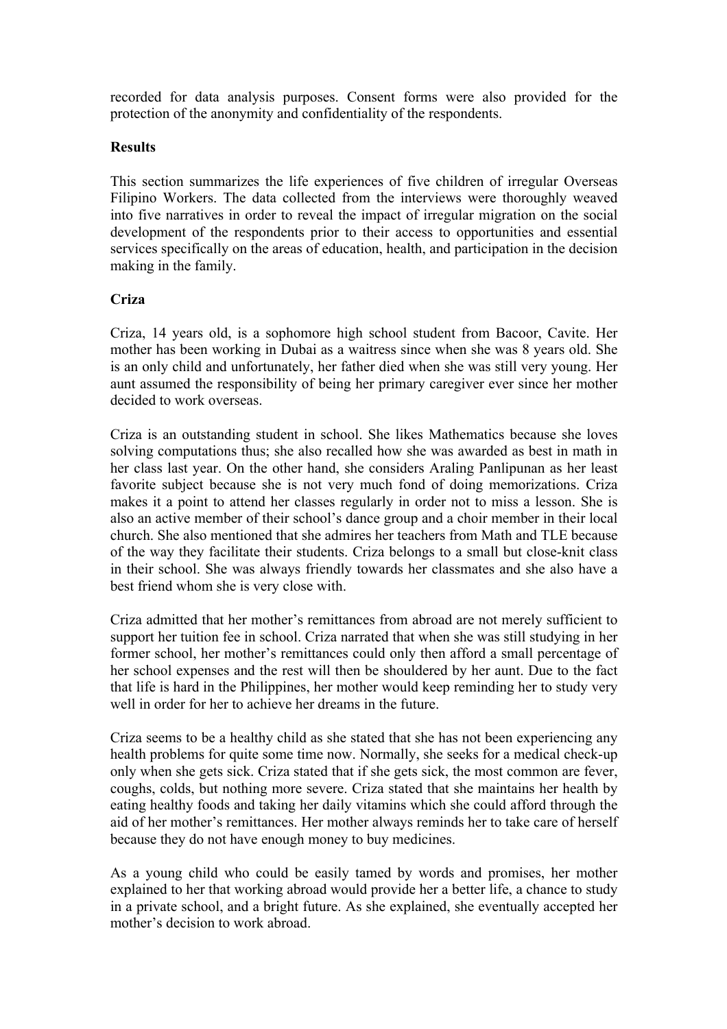recorded for data analysis purposes. Consent forms were also provided for the protection of the anonymity and confidentiality of the respondents.

**Results**

This section summarizes the life experiences of five children of irregular Overseas Filipino Workers. The data collected from the interviews were thoroughly weaved into five narratives in order to reveal the impact of irregular migration on the social development of the respondents prior to their access to opportunities and essential services specifically on the areas of education, health, and participation in the decision making in the family.

**Criza**

Criza, 14 years old, is a sophomore high school student from Bacoor, Cavite. Her mother has been working in Dubai as a waitress since when she was 8 years old. She is an only child and unfortunately, her father died when she was still very young. Her aunt assumed the responsibility of being her primary caregiver ever since her mother decided to work overseas.

Criza is an outstanding student in school. She likes Mathematics because she loves solving computations thus; she also recalled how she was awarded as best in math in her class last year. On the other hand, she considers Araling Panlipunan as her least favorite subject because she is not very much fond of doing memorizations. Criza makes it a point to attend her classes regularly in order not to miss a lesson. She is also an active member of their school's dance group and a choir member in their local church. She also mentioned that she admires her teachers from Math and TLE because of the way they facilitate their students. Criza belongs to a small but close-knit class in their school. She was always friendly towards her classmates and she also have a best friend whom she is very close with.

Criza admitted that her mother's remittances from abroad are not merely sufficient to support her tuition fee in school. Criza narrated that when she was still studying in her former school, her mother's remittances could only then afford a small percentage of her school expenses and the rest will then be shouldered by her aunt. Due to the fact that life is hard in the Philippines, her mother would keep reminding her to study very well in order for her to achieve her dreams in the future.

Criza seems to be a healthy child as she stated that she has not been experiencing any health problems for quite some time now. Normally, she seeks for a medical check-up only when she gets sick. Criza stated that if she gets sick, the most common are fever, coughs, colds, but nothing more severe. Criza stated that she maintains her health by eating healthy foods and taking her daily vitamins which she could afford through the aid of her mother's remittances. Her mother always reminds her to take care of herself because they do not have enough money to buy medicines.

As a young child who could be easily tamed by words and promises, her mother explained to her that working abroad would provide her a better life, a chance to study in a private school, and a bright future. As she explained, she eventually accepted her mother's decision to work abroad.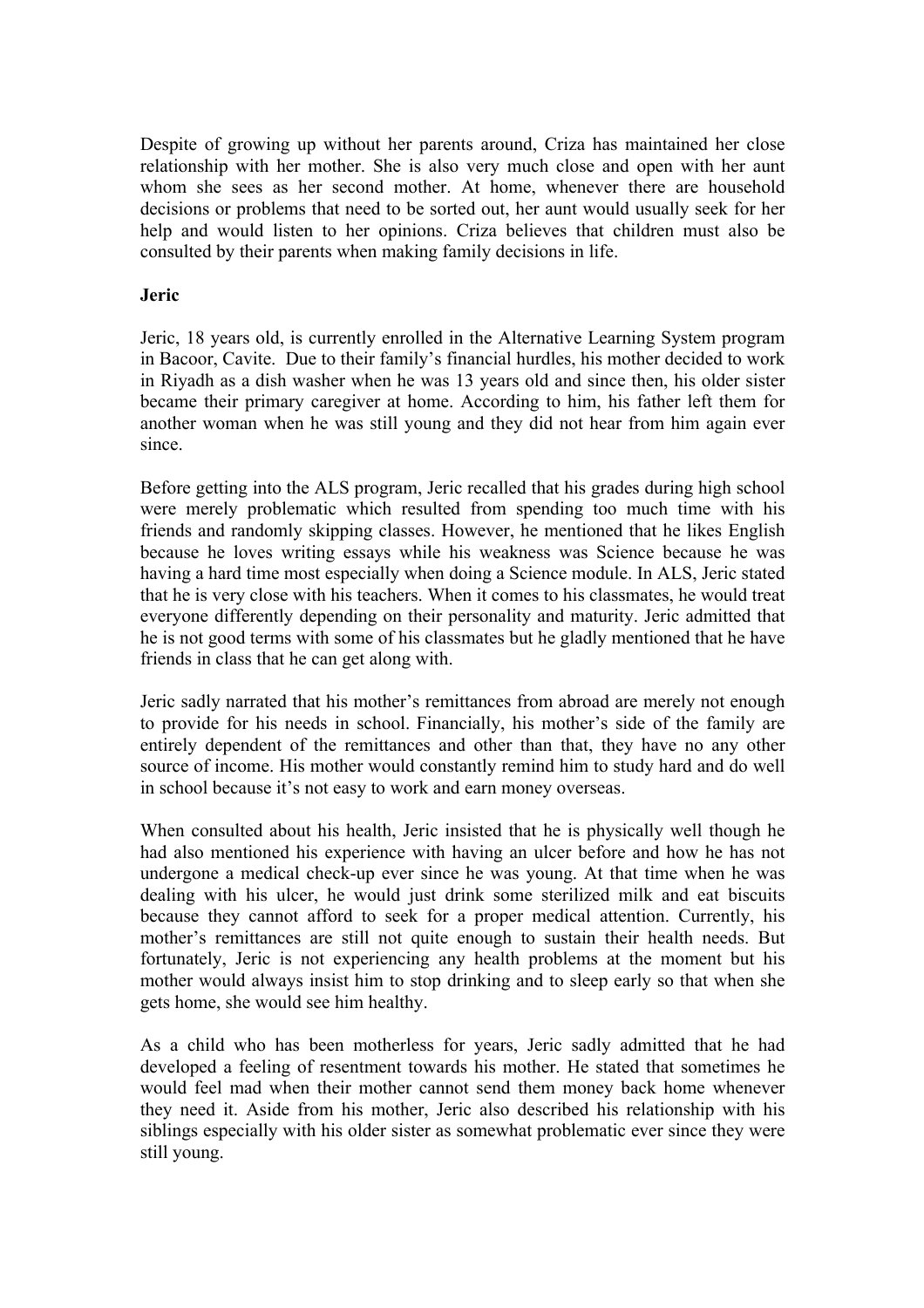Despite of growing up without her parents around, Criza has maintained her close relationship with her mother. She is also very much close and open with her aunt whom she sees as her second mother. At home, whenever there are household decisions or problems that need to be sorted out, her aunt would usually seek for her help and would listen to her opinions. Criza believes that children must also be consulted by their parents when making family decisions in life.

**Jeric**

Jeric, 18 years old, is currently enrolled in the Alternative Learning System program in Bacoor, Cavite. Due to their family's financial hurdles, his mother decided to work in Riyadh as a dish washer when he was 13 years old and since then, his older sister became their primary caregiver at home. According to him, his father left them for another woman when he was still young and they did not hear from him again ever since.

Before getting into the ALS program, Jeric recalled that his grades during high school were merely problematic which resulted from spending too much time with his friends and randomly skipping classes. However, he mentioned that he likes English because he loves writing essays while his weakness was Science because he was having a hard time most especially when doing a Science module. In ALS, Jeric stated that he is very close with his teachers. When it comes to his classmates, he would treat everyone differently depending on their personality and maturity. Jeric admitted that he is not good terms with some of his classmates but he gladly mentioned that he have friends in class that he can get along with.

Jeric sadly narrated that his mother's remittances from abroad are merely not enough to provide for his needs in school. Financially, his mother's side of the family are entirely dependent of the remittances and other than that, they have no any other source of income. His mother would constantly remind him to study hard and do well in school because it's not easy to work and earn money overseas.

When consulted about his health, Jeric insisted that he is physically well though he had also mentioned his experience with having an ulcer before and how he has not undergone a medical check-up ever since he was young. At that time when he was dealing with his ulcer, he would just drink some sterilized milk and eat biscuits because they cannot afford to seek for a proper medical attention. Currently, his mother's remittances are still not quite enough to sustain their health needs. But fortunately, Jeric is not experiencing any health problems at the moment but his mother would always insist him to stop drinking and to sleep early so that when she gets home, she would see him healthy.

As a child who has been motherless for years, Jeric sadly admitted that he had developed a feeling of resentment towards his mother. He stated that sometimes he would feel mad when their mother cannot send them money back home whenever they need it. Aside from his mother, Jeric also described his relationship with his siblings especially with his older sister as somewhat problematic ever since they were still young.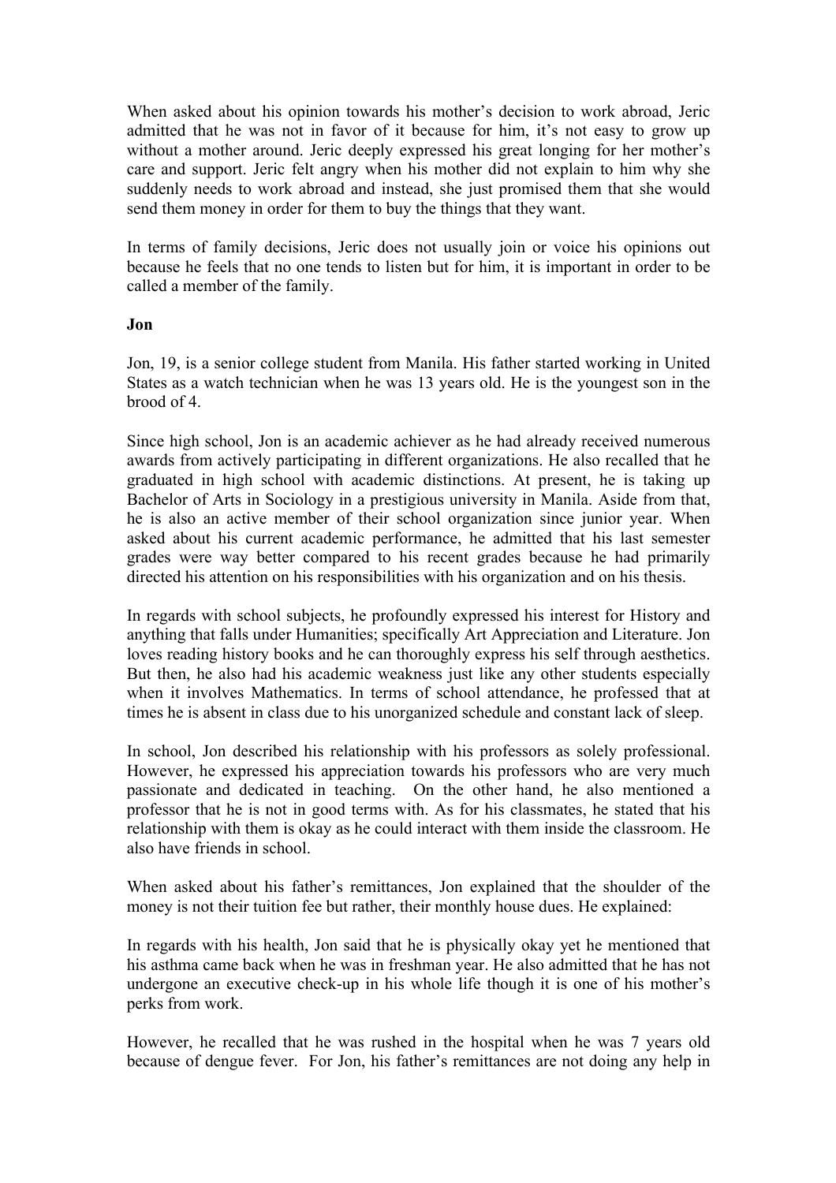When asked about his opinion towards his mother's decision to work abroad, Jeric admitted that he was not in favor of it because for him, it's not easy to grow up without a mother around. Jeric deeply expressed his great longing for her mother's care and support. Jeric felt angry when his mother did not explain to him why she suddenly needs to work abroad and instead, she just promised them that she would send them money in order for them to buy the things that they want.

In terms of family decisions, Jeric does not usually join or voice his opinions out because he feels that no one tends to listen but for him, it is important in order to be called a member of the family.

**Jon**

Jon, 19, is a senior college student from Manila. His father started working in United States as a watch technician when he was 13 years old. He is the youngest son in the brood of 4.

Since high school, Jon is an academic achiever as he had already received numerous awards from actively participating in different organizations. He also recalled that he graduated in high school with academic distinctions. At present, he is taking up Bachelor of Arts in Sociology in a prestigious university in Manila. Aside from that, he is also an active member of their school organization since junior year. When asked about his current academic performance, he admitted that his last semester grades were way better compared to his recent grades because he had primarily directed his attention on his responsibilities with his organization and on his thesis.

In regards with school subjects, he profoundly expressed his interest for History and anything that falls under Humanities; specifically Art Appreciation and Literature. Jon loves reading history books and he can thoroughly express his self through aesthetics. But then, he also had his academic weakness just like any other students especially when it involves Mathematics. In terms of school attendance, he professed that at times he is absent in class due to his unorganized schedule and constant lack of sleep.

In school, Jon described his relationship with his professors as solely professional. However, he expressed his appreciation towards his professors who are very much passionate and dedicated in teaching. On the other hand, he also mentioned a professor that he is not in good terms with. As for his classmates, he stated that his relationship with them is okay as he could interact with them inside the classroom. He also have friends in school.

When asked about his father's remittances, Jon explained that the shoulder of the money is not their tuition fee but rather, their monthly house dues. He explained:

In regards with his health, Jon said that he is physically okay yet he mentioned that his asthma came back when he was in freshman year. He also admitted that he has not undergone an executive check-up in his whole life though it is one of his mother's perks from work.

However, he recalled that he was rushed in the hospital when he was 7 years old because of dengue fever. For Jon, his father's remittances are not doing any help in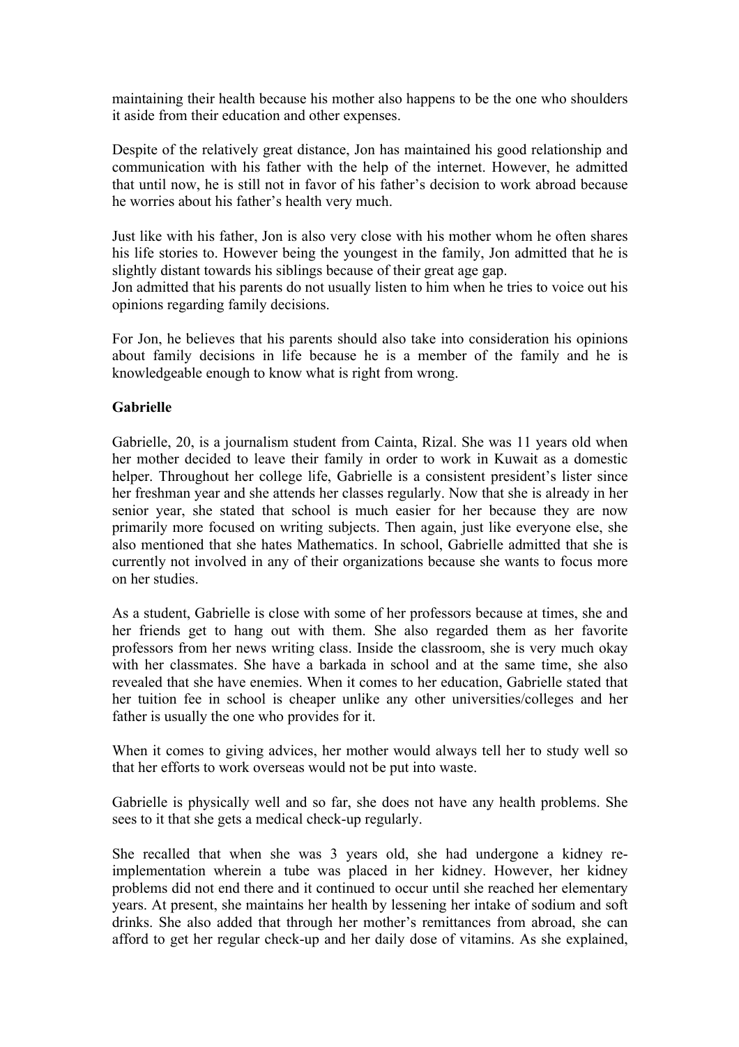maintaining their health because his mother also happens to be the one who shoulders it aside from their education and other expenses.

Despite of the relatively great distance, Jon has maintained his good relationship and communication with his father with the help of the internet. However, he admitted that until now, he is still not in favor of his father's decision to work abroad because he worries about his father's health very much.

Just like with his father, Jon is also very close with his mother whom he often shares his life stories to. However being the youngest in the family, Jon admitted that he is slightly distant towards his siblings because of their great age gap.
Jon admitted that his parents do not usually listen to him when he tries to voice out his opinions regarding family decisions.

For Jon, he believes that his parents should also take into consideration his opinions about family decisions in life because he is a member of the family and he is knowledgeable enough to know what is right from wrong.

**Gabrielle**

Gabrielle, 20, is a journalism student from Cainta, Rizal. She was 11 years old when her mother decided to leave their family in order to work in Kuwait as a domestic helper. Throughout her college life, Gabrielle is a consistent president's lister since her freshman year and she attends her classes regularly. Now that she is already in her senior year, she stated that school is much easier for her because they are now primarily more focused on writing subjects. Then again, just like everyone else, she also mentioned that she hates Mathematics. In school, Gabrielle admitted that she is currently not involved in any of their organizations because she wants to focus more on her studies.

As a student, Gabrielle is close with some of her professors because at times, she and her friends get to hang out with them. She also regarded them as her favorite professors from her news writing class. Inside the classroom, she is very much okay with her classmates. She have a barkada in school and at the same time, she also revealed that she have enemies. When it comes to her education, Gabrielle stated that her tuition fee in school is cheaper unlike any other universities/colleges and her father is usually the one who provides for it.

When it comes to giving advices, her mother would always tell her to study well so that her efforts to work overseas would not be put into waste.

Gabrielle is physically well and so far, she does not have any health problems. She sees to it that she gets a medical check-up regularly.

She recalled that when she was 3 years old, she had undergone a kidney re-implementation wherein a tube was placed in her kidney. However, her kidney problems did not end there and it continued to occur until she reached her elementary years. At present, she maintains her health by lessening her intake of sodium and soft drinks. She also added that through her mother's remittances from abroad, she can afford to get her regular check-up and her daily dose of vitamins. As she explained,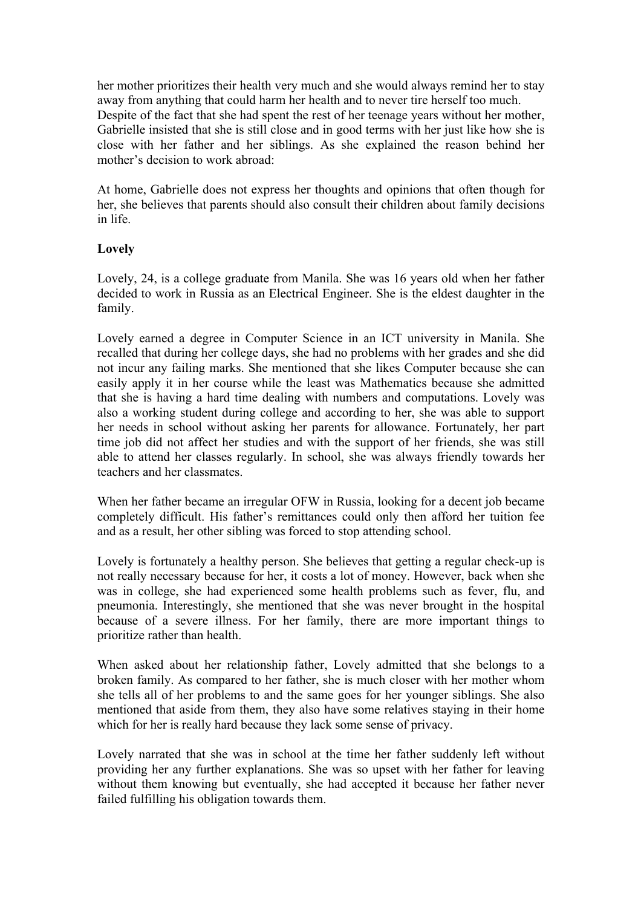her mother prioritizes their health very much and she would always remind her to stay away from anything that could harm her health and to never tire herself too much. Despite of the fact that she had spent the rest of her teenage years without her mother, Gabrielle insisted that she is still close and in good terms with her just like how she is close with her father and her siblings. As she explained the reason behind her mother's decision to work abroad:

At home, Gabrielle does not express her thoughts and opinions that often though for her, she believes that parents should also consult their children about family decisions in life.

**Lovely**

Lovely, 24, is a college graduate from Manila. She was 16 years old when her father decided to work in Russia as an Electrical Engineer. She is the eldest daughter in the family.

Lovely earned a degree in Computer Science in an ICT university in Manila. She recalled that during her college days, she had no problems with her grades and she did not incur any failing marks. She mentioned that she likes Computer because she can easily apply it in her course while the least was Mathematics because she admitted that she is having a hard time dealing with numbers and computations. Lovely was also a working student during college and according to her, she was able to support her needs in school without asking her parents for allowance. Fortunately, her part time job did not affect her studies and with the support of her friends, she was still able to attend her classes regularly. In school, she was always friendly towards her teachers and her classmates.

When her father became an irregular OFW in Russia, looking for a decent job became completely difficult. His father's remittances could only then afford her tuition fee and as a result, her other sibling was forced to stop attending school.

Lovely is fortunately a healthy person. She believes that getting a regular check-up is not really necessary because for her, it costs a lot of money. However, back when she was in college, she had experienced some health problems such as fever, flu, and pneumonia. Interestingly, she mentioned that she was never brought in the hospital because of a severe illness. For her family, there are more important things to prioritize rather than health.

When asked about her relationship father, Lovely admitted that she belongs to a broken family. As compared to her father, she is much closer with her mother whom she tells all of her problems to and the same goes for her younger siblings. She also mentioned that aside from them, they also have some relatives staying in their home which for her is really hard because they lack some sense of privacy.

Lovely narrated that she was in school at the time her father suddenly left without providing her any further explanations. She was so upset with her father for leaving without them knowing but eventually, she had accepted it because her father never failed fulfilling his obligation towards them.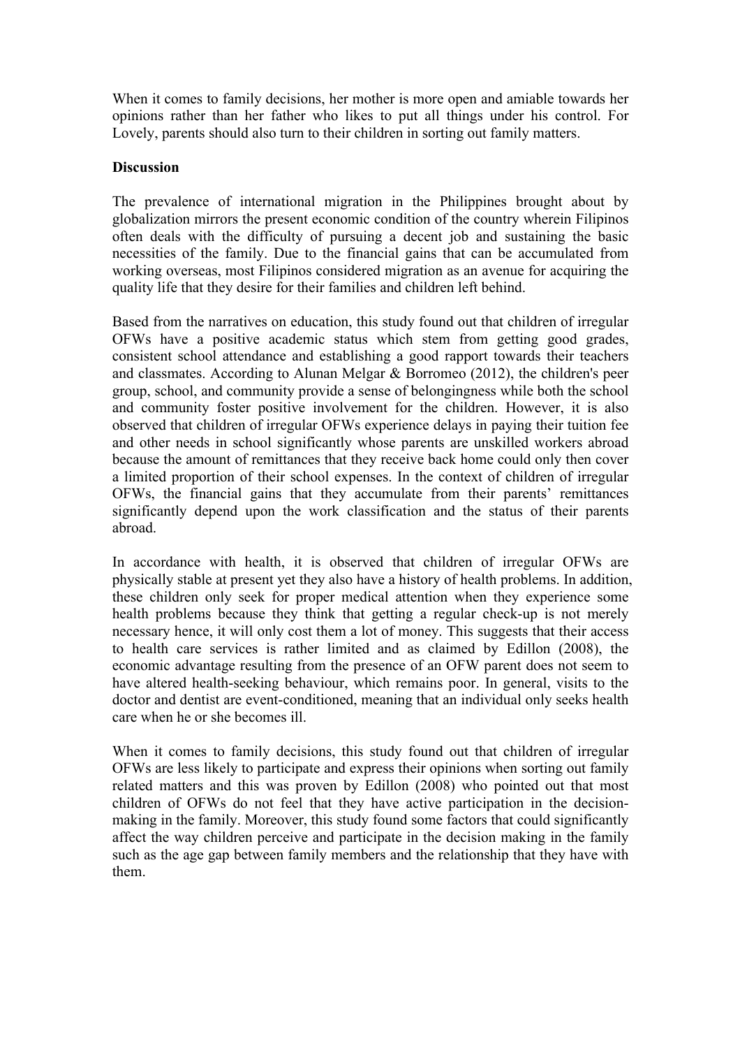When it comes to family decisions, her mother is more open and amiable towards her opinions rather than her father who likes to put all things under his control. For Lovely, parents should also turn to their children in sorting out family matters.

**Discussion**

The prevalence of international migration in the Philippines brought about by globalization mirrors the present economic condition of the country wherein Filipinos often deals with the difficulty of pursuing a decent job and sustaining the basic necessities of the family. Due to the financial gains that can be accumulated from working overseas, most Filipinos considered migration as an avenue for acquiring the quality life that they desire for their families and children left behind.

Based from the narratives on education, this study found out that children of irregular OFWs have a positive academic status which stem from getting good grades, consistent school attendance and establishing a good rapport towards their teachers and classmates. According to Alunan Melgar & Borromeo (2012), the children's peer group, school, and community provide a sense of belongingness while both the school and community foster positive involvement for the children. However, it is also observed that children of irregular OFWs experience delays in paying their tuition fee and other needs in school significantly whose parents are unskilled workers abroad because the amount of remittances that they receive back home could only then cover a limited proportion of their school expenses. In the context of children of irregular OFWs, the financial gains that they accumulate from their parents' remittances significantly depend upon the work classification and the status of their parents abroad.

In accordance with health, it is observed that children of irregular OFWs are physically stable at present yet they also have a history of health problems. In addition, these children only seek for proper medical attention when they experience some health problems because they think that getting a regular check-up is not merely necessary hence, it will only cost them a lot of money. This suggests that their access to health care services is rather limited and as claimed by Edillon (2008), the economic advantage resulting from the presence of an OFW parent does not seem to have altered health-seeking behaviour, which remains poor. In general, visits to the doctor and dentist are event-conditioned, meaning that an individual only seeks health care when he or she becomes ill.

When it comes to family decisions, this study found out that children of irregular OFWs are less likely to participate and express their opinions when sorting out family related matters and this was proven by Edillon (2008) who pointed out that most children of OFWs do not feel that they have active participation in the decision-making in the family. Moreover, this study found some factors that could significantly affect the way children perceive and participate in the decision making in the family such as the age gap between family members and the relationship that they have with them.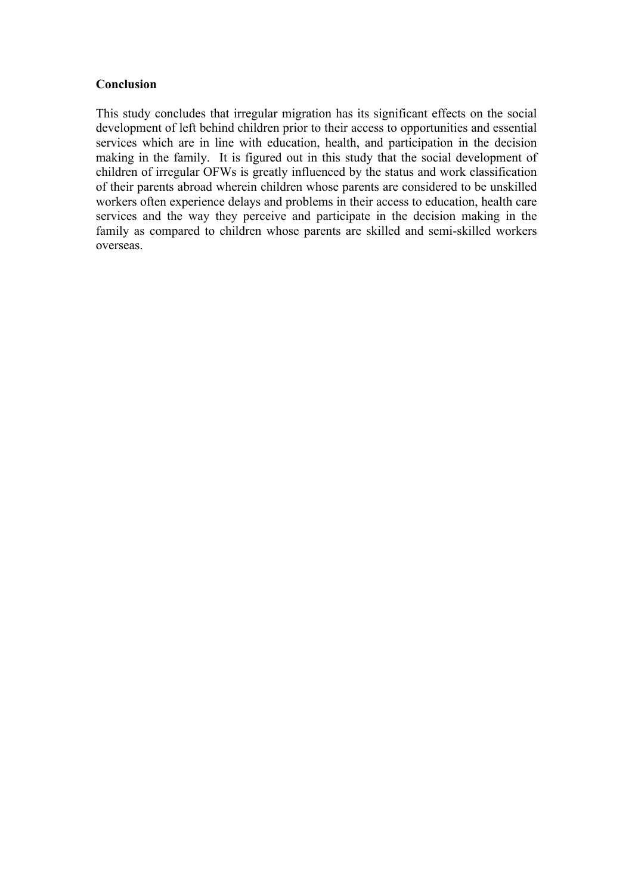**Conclusion**

This study concludes that irregular migration has its significant effects on the social development of left behind children prior to their access to opportunities and essential services which are in line with education, health, and participation in the decision making in the family. It is figured out in this study that the social development of children of irregular OFWs is greatly influenced by the status and work classification of their parents abroad wherein children whose parents are considered to be unskilled workers often experience delays and problems in their access to education, health care services and the way they perceive and participate in the decision making in the family as compared to children whose parents are skilled and semi-skilled workers overseas.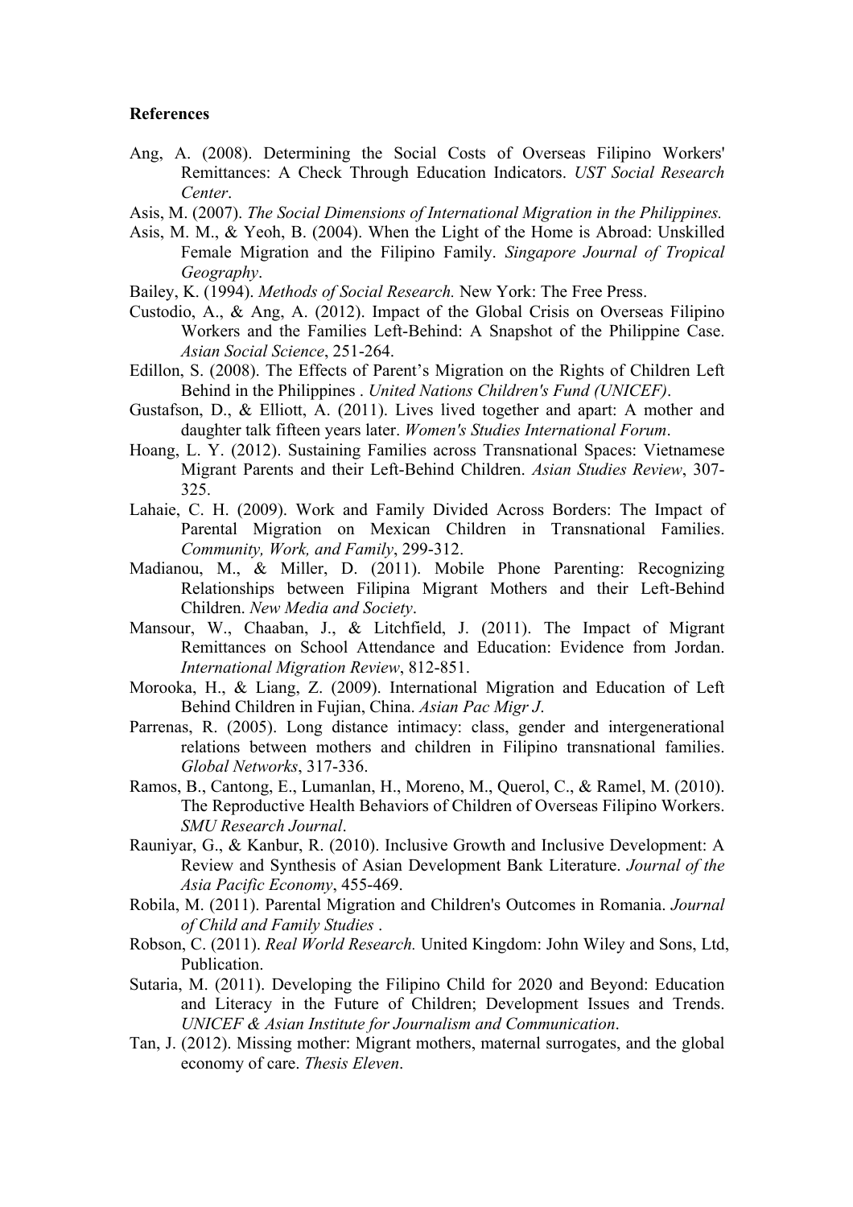**References**

Ang, A. (2008). Determining the Social Costs of Overseas Filipino Workers' Remittances: A Check Through Education Indicators. *UST Social Research Center*.

Asis, M. (2007). *The Social Dimensions of International Migration in the Philippines.*

Asis, M. M., & Yeoh, B. (2004). When the Light of the Home is Abroad: Unskilled Female Migration and the Filipino Family. *Singapore Journal of Tropical Geography*.

Bailey, K. (1994). *Methods of Social Research.* New York: The Free Press.

Custodio, A., & Ang, A. (2012). Impact of the Global Crisis on Overseas Filipino Workers and the Families Left-Behind: A Snapshot of the Philippine Case. *Asian Social Science*, 251-264.

Edillon, S. (2008). The Effects of Parent's Migration on the Rights of Children Left Behind in the Philippines . *United Nations Children's Fund (UNICEF)*.

Gustafson, D., & Elliott, A. (2011). Lives lived together and apart: A mother and daughter talk fifteen years later. *Women's Studies International Forum*.

Hoang, L. Y. (2012). Sustaining Families across Transnational Spaces: Vietnamese Migrant Parents and their Left-Behind Children. *Asian Studies Review*, 307-325.

Lahaie, C. H. (2009). Work and Family Divided Across Borders: The Impact of Parental Migration on Mexican Children in Transnational Families. *Community, Work, and Family*, 299-312.

Madianou, M., & Miller, D. (2011). Mobile Phone Parenting: Recognizing Relationships between Filipina Migrant Mothers and their Left-Behind Children. *New Media and Society*.

Mansour, W., Chaaban, J., & Litchfield, J. (2011). The Impact of Migrant Remittances on School Attendance and Education: Evidence from Jordan. *International Migration Review*, 812-851.

Morooka, H., & Liang, Z. (2009). International Migration and Education of Left Behind Children in Fujian, China. *Asian Pac Migr J*.

Parrenas, R. (2005). Long distance intimacy: class, gender and intergenerational relations between mothers and children in Filipino transnational families. *Global Networks*, 317-336.

Ramos, B., Cantong, E., Lumanlan, H., Moreno, M., Querol, C., & Ramel, M. (2010). The Reproductive Health Behaviors of Children of Overseas Filipino Workers. *SMU Research Journal*.

Rauniyar, G., & Kanbur, R. (2010). Inclusive Growth and Inclusive Development: A Review and Synthesis of Asian Development Bank Literature. *Journal of the Asia Pacific Economy*, 455-469.

Robila, M. (2011). Parental Migration and Children's Outcomes in Romania. *Journal of Child and Family Studies* .

Robson, C. (2011). *Real World Research.* United Kingdom: John Wiley and Sons, Ltd, Publication.

Sutaria, M. (2011). Developing the Filipino Child for 2020 and Beyond: Education and Literacy in the Future of Children; Development Issues and Trends. *UNICEF & Asian Institute for Journalism and Communication*.

Tan, J. (2012). Missing mother: Migrant mothers, maternal surrogates, and the global economy of care. *Thesis Eleven*.